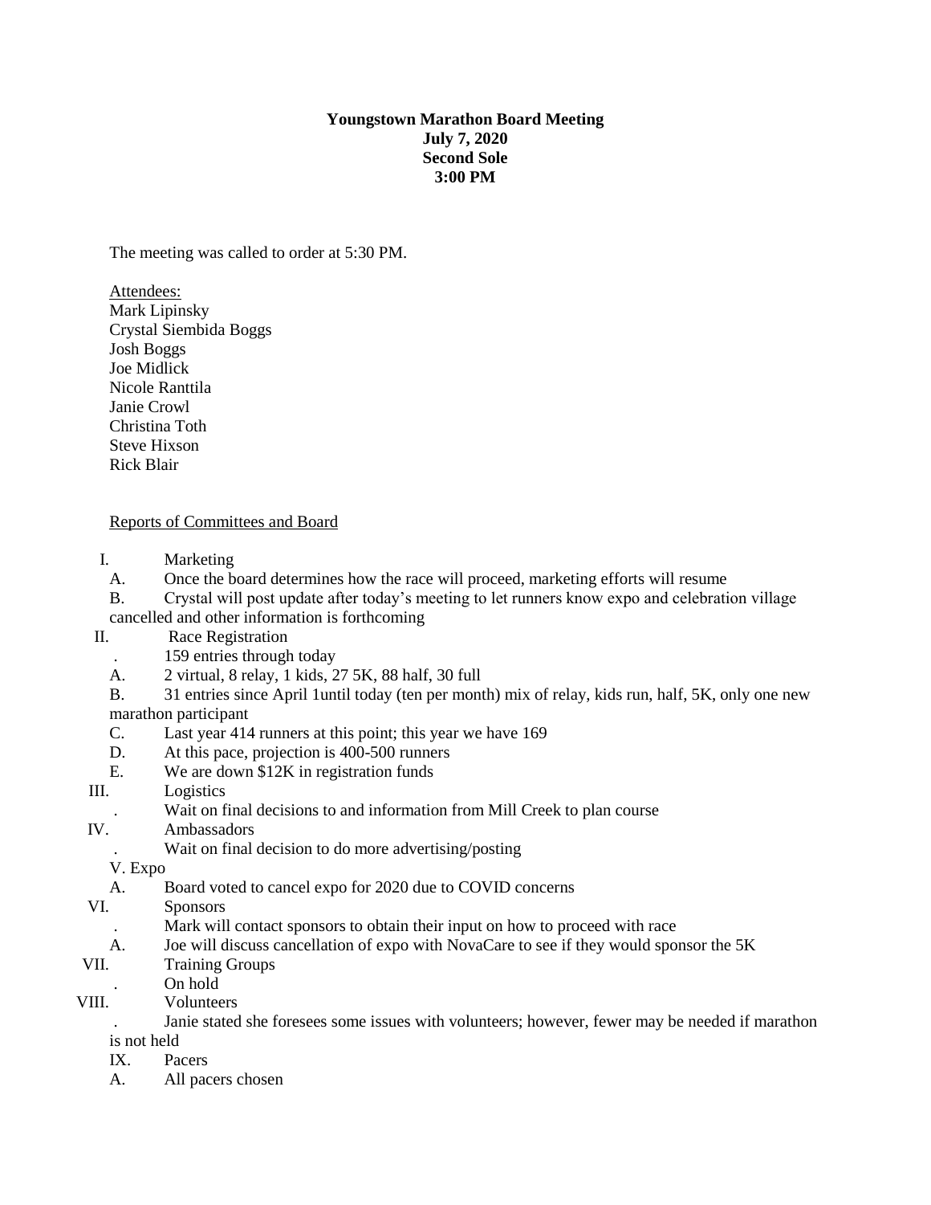**Youngstown Marathon Board Meeting**
**July 7, 2020**
**Second Sole**
**3:00 PM**

The meeting was called to order at 5:30 PM.

Attendees:
Mark Lipinsky
Crystal Siembida Boggs
Josh Boggs
Joe Midlick
Nicole Ranttila
Janie Crowl
Christina Toth
Steve Hixson
Rick Blair

Reports of Committees and Board

I. Marketing
   A. Once the board determines how the race will proceed, marketing efforts will resume
   B. Crystal will post update after today's meeting to let runners know expo and celebration village cancelled and other information is forthcoming

II. Race Registration
   . 159 entries through today
   A. 2 virtual, 8 relay, 1 kids, 27 5K, 88 half, 30 full
   B. 31 entries since April 1until today (ten per month) mix of relay, kids run, half, 5K, only one new marathon participant
   C. Last year 414 runners at this point; this year we have 169
   D. At this pace, projection is 400-500 runners
   E. We are down $12K in registration funds

III. Logistics
   . Wait on final decisions to and information from Mill Creek to plan course

IV. Ambassadors
   . Wait on final decision to do more advertising/posting

V. Expo
   A. Board voted to cancel expo for 2020 due to COVID concerns

VI. Sponsors
   . Mark will contact sponsors to obtain their input on how to proceed with race
   A. Joe will discuss cancellation of expo with NovaCare to see if they would sponsor the 5K

VII. Training Groups
   . On hold

VIII. Volunteers
   . Janie stated she foresees some issues with volunteers; however, fewer may be needed if marathon is not held

IX. Pacers
   A. All pacers chosen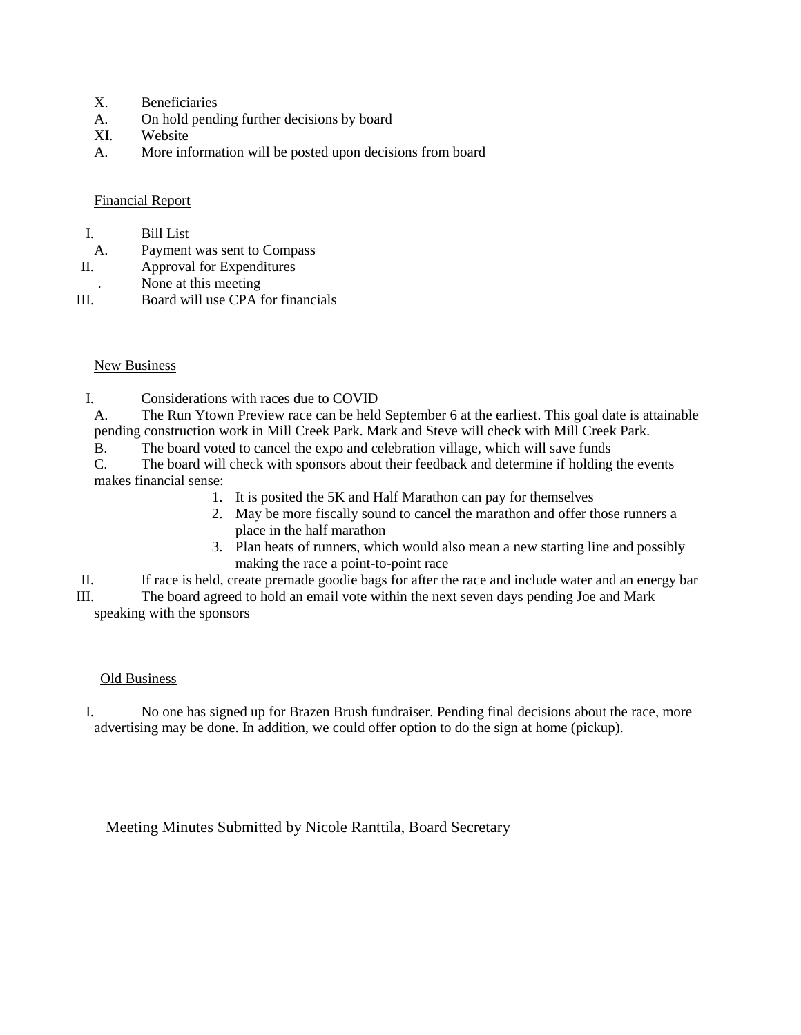X. Beneficiaries

A. On hold pending further decisions by board

XI. Website

A. More information will be posted upon decisions from board

Financial Report

I. Bill List

A. Payment was sent to Compass

II. Approval for Expenditures

. None at this meeting

III. Board will use CPA for financials

New Business

I. Considerations with races due to COVID

A. The Run Ytown Preview race can be held September 6 at the earliest. This goal date is attainable pending construction work in Mill Creek Park. Mark and Steve will check with Mill Creek Park.

B. The board voted to cancel the expo and celebration village, which will save funds

C. The board will check with sponsors about their feedback and determine if holding the events makes financial sense:

1. It is posited the 5K and Half Marathon can pay for themselves
2. May be more fiscally sound to cancel the marathon and offer those runners a place in the half marathon
3. Plan heats of runners, which would also mean a new starting line and possibly making the race a point-to-point race

II. If race is held, create premade goodie bags for after the race and include water and an energy bar

III. The board agreed to hold an email vote within the next seven days pending Joe and Mark speaking with the sponsors

Old Business

I. No one has signed up for Brazen Brush fundraiser. Pending final decisions about the race, more advertising may be done. In addition, we could offer option to do the sign at home (pickup).

Meeting Minutes Submitted by Nicole Ranttila, Board Secretary